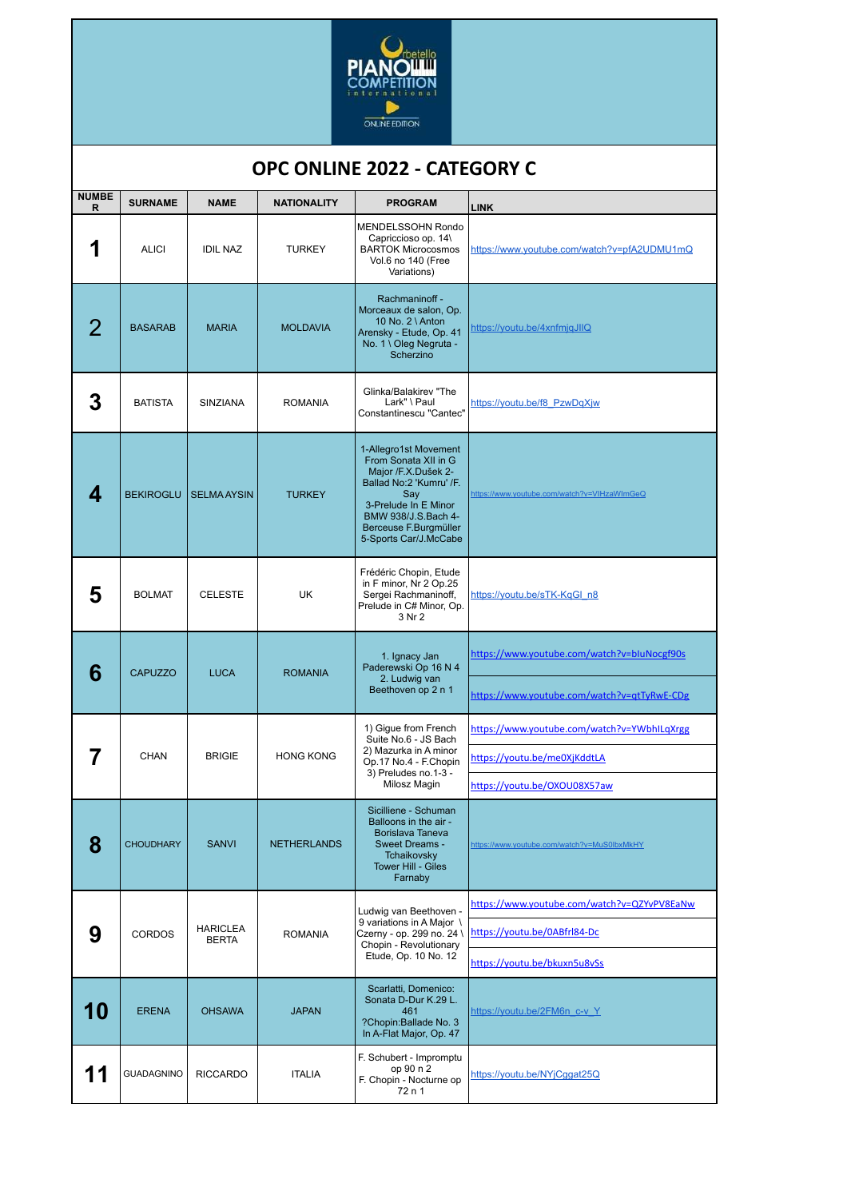Orbetello PIANO COMPETITION international ONLINE EDITION

# OPC ONLINE 2022 - CATEGORY C

| NUMBER | SURNAME | NAME | NATIONALITY | PROGRAM | LINK |
|---|---|---|---|---|---|
| 1 | ALICI | IDIL NAZ | TURKEY | MENDELSSOHN Rondo Capriccioso op. 14\ BARTOK Microcosmos Vol.6 no 140 (Free Variations) | https://www.youtube.com/watch?v=pfA2UDMU1mQ |
| 2 | BASARAB | MARIA | MOLDAVIA | Rachmaninoff - Morceaux de salon, Op. 10 No. 2 \ Anton Arensky - Etude, Op. 41 No. 1 \ Oleg Negruta - Scherzino | https://youtu.be/4xnfmjqJIIQ |
| 3 | BATISTA | SINZIANA | ROMANIA | Glinka/Balakirev "The Lark" \ Paul Constantinescu "Cantec" | https://youtu.be/f8_PzwDqXjw |
| 4 | BEKIROGLU | SELMA AYSIN | TURKEY | 1-Allegro1st Movement From Sonata XII in G Major /F.X.Dušek 2-Ballad No:2 'Kumru' /F. Say 3-Prelude In E Minor BMW 938/J.S.Bach 4-Berceuse F.Burgmüller 5-Sports Car/J.McCabe | https://www.youtube.com/watch?v=VIHzaWImGeQ |
| 5 | BOLMAT | CELESTE | UK | Frédéric Chopin, Etude in F minor, Nr 2 Op.25 Sergei Rachmaninoff, Prelude in C# Minor, Op. 3 Nr 2 | https://youtu.be/sTK-KqGl_n8 |
| 6 | CAPUZZO | LUCA | ROMANIA | 1. Ignacy Jan Paderewski Op 16 N 4 2. Ludwig van Beethoven op 2 n 1 | https://www.youtube.com/watch?v=bIuNocgf90s<br>https://www.youtube.com/watch?v=qtTyRwE-CDg |
| 7 | CHAN | BRIGIE | HONG KONG | 1) Gigue from French Suite No.6 - JS Bach 2) Mazurka in A minor Op.17 No.4 - F.Chopin 3) Preludes no.1-3 - Milosz Magin | https://www.youtube.com/watch?v=YWbhILqXrgg<br>https://youtu.be/me0XjKddtLA<br>https://youtu.be/OXOU08X57aw |
| 8 | CHOUDHARY | SANVI | NETHERLANDS | Sicilliene - Schuman Balloons in the air - Borislava Taneva Sweet Dreams - Tchaikovsky Tower Hill - Giles Farnaby | https://www.youtube.com/watch?v=MuS0lbxMkHY |
| 9 | CORDOS | HARICLEA BERTA | ROMANIA | Ludwig van Beethoven - 9 variations in A Major \ Czerny - op. 299 no. 24 \ Chopin - Revolutionary Etude, Op. 10 No. 12 | https://www.youtube.com/watch?v=QZYvPV8EaNw<br>https://youtu.be/0ABfrI84-Dc<br>https://youtu.be/bkuxn5u8vSs |
| 10 | ERENA | OHSAWA | JAPAN | Scarlatti, Domenico: Sonata D-Dur K.29 L. 461 ?Chopin:Ballade No. 3 In A-Flat Major, Op. 47 | https://youtu.be/2FM6n_c-v_Y |
| 11 | GUADAGNINO | RICCARDO | ITALIA | F. Schubert - Impromptu op 90 n 2 F. Chopin - Nocturne op 72 n 1 | https://youtu.be/NYjCggat25Q |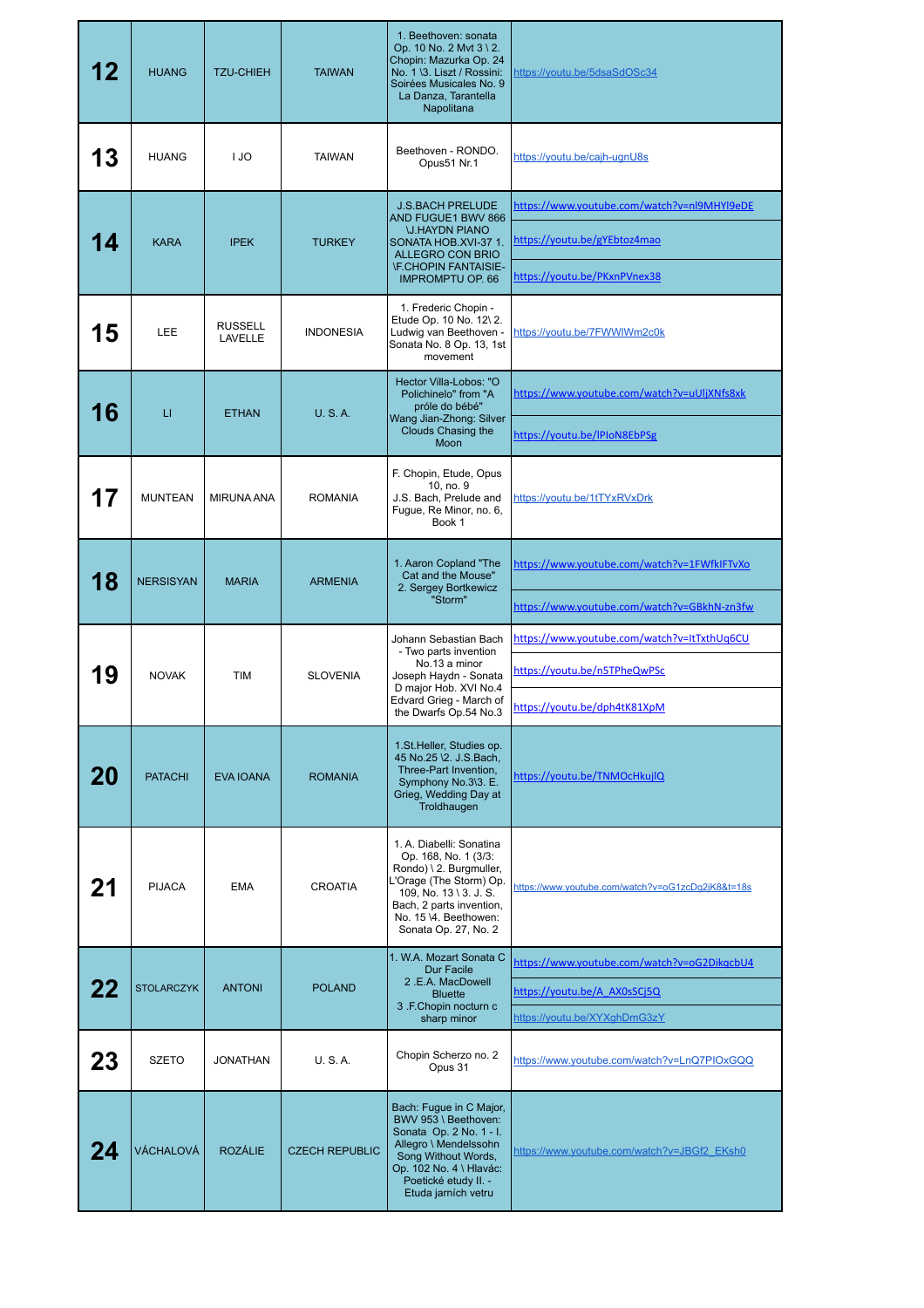| | | | | | |
|---|---|---|---|---|---|
| **12** | HUANG | TZU-CHIEH | TAIWAN | 1. Beethoven: sonata Op. 10 No. 2 Mvt 3 \ 2. Chopin: Mazurka Op. 24 No. 1 \3. Liszt / Rossini: Soirées Musicales No. 9 La Danza, Tarantella Napolitana | https://youtu.be/5dsaSdOSc34 |
| **13** | HUANG | I JO | TAIWAN | Beethoven - RONDO. Opus51 Nr.1 | https://youtu.be/cajh-ugnU8s |
| **14** | KARA | IPEK | TURKEY | J.S.BACH PRELUDE AND FUGUE1 BWV 866 \J.HAYDN PIANO SONATA HOB.XVI-37 1. ALLEGRO CON BRIO \F.CHOPIN FANTAISIE-IMPROMPTU OP. 66 | https://www.youtube.com/watch?v=nl9MHYl9eDE<br>https://youtu.be/gYEbtoz4mao<br>https://youtu.be/PKxnPVnex38 |
| **15** | LEE | RUSSELL LAVELLE | INDONESIA | 1. Frederic Chopin - Etude Op. 10 No. 12\ 2. Ludwig van Beethoven - Sonata No. 8 Op. 13, 1st movement | https://youtu.be/7FWWlWm2c0k |
| **16** | LI | ETHAN | U. S. A. | Hector Villa-Lobos: "O Polichinelo" from "A próle do bébé" Wang Jian-Zhong: Silver Clouds Chasing the Moon | https://www.youtube.com/watch?v=uUljXNfs8xk<br>https://youtu.be/lPIoN8EbPSg |
| **17** | MUNTEAN | MIRUNA ANA | ROMANIA | F. Chopin, Etude, Opus 10, no. 9 J.S. Bach, Prelude and Fugue, Re Minor, no. 6, Book 1 | https://youtu.be/1tTYxRVxDrk |
| **18** | NERSISYAN | MARIA | ARMENIA | 1. Aaron Copland "The Cat and the Mouse" 2. Sergey Bortkewicz "Storm" | https://www.youtube.com/watch?v=1FWfkIFTvXo<br>https://www.youtube.com/watch?v=GBkhN-zn3fw |
| **19** | NOVAK | TIM | SLOVENIA | Johann Sebastian Bach - Two parts invention No.13 a minor Joseph Haydn - Sonata D major Hob. XVI No.4 Edvard Grieg - March of the Dwarfs Op.54 No.3 | https://www.youtube.com/watch?v=ItTxthUq6CU<br>https://youtu.be/n5TPheQwPSc<br>https://youtu.be/dph4tK81XpM |
| **20** | PATACHI | EVA IOANA | ROMANIA | 1.St.Heller, Studies op. 45 No.25 \2. J.S.Bach, Three-Part Invention, Symphony No.3\3. E. Grieg, Wedding Day at Troldhaugen | https://youtu.be/TNMOcHkujlQ |
| **21** | PIJACA | EMA | CROATIA | 1. A. Diabelli: Sonatina Op. 168, No. 1 (3/3: Rondo) \ 2. Burgmuller, L'Orage (The Storm) Op. 109, No. 13 \ 3. J. S. Bach, 2 parts invention, No. 15 \4. Beethowen: Sonata Op. 27, No. 2 | https://www.youtube.com/watch?v=oG1zcDq2jK8&t=18s |
| **22** | STOLARCZYK | ANTONI | POLAND | 1. W.A. Mozart Sonata C Dur Facile 2 .E.A. MacDowell Bluette 3 .F.Chopin nocturn c sharp minor | https://www.youtube.com/watch?v=oG2DikqcbU4<br>https://youtu.be/A_AX0sSCj5Q<br>https://youtu.be/XYXghDmG3zY |
| **23** | SZETO | JONATHAN | U. S. A. | Chopin Scherzo no. 2 Opus 31 | https://www.youtube.com/watch?v=LnQ7PlOxGQQ |
| **24** | VÁCHALOVÁ | ROZÁLIE | CZECH REPUBLIC | Bach: Fugue in C Major, BWV 953 \ Beethoven: Sonata Op. 2 No. 1 - I. Allegro \ Mendelssohn Song Without Words, Op. 102 No. 4 \ Hlavác: Poetické etudy II. - Etuda jarních vetru | https://www.youtube.com/watch?v=JBGf2_EKsh0 |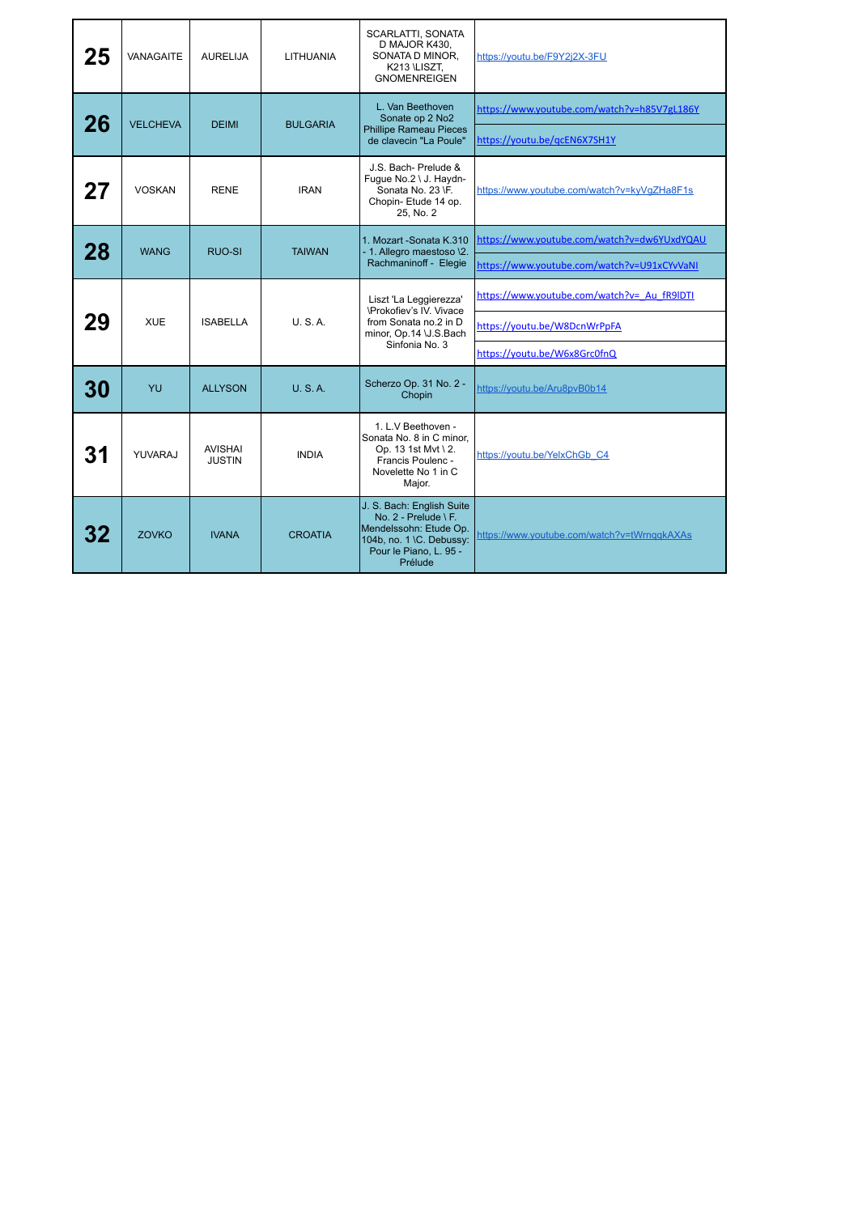| | | | | | |
|---|---|---|---|---|---|
| **25** | VANAGAITE | AURELIJA | LITHUANIA | SCARLATTI, SONATA D MAJOR K430, SONATA D MINOR, K213 \LISZT, GNOMENREIGEN | https://youtu.be/F9Y2j2X-3FU |
| **26** | VELCHEVA | DEIMI | BULGARIA | L. Van Beethoven Sonate op 2 No2 Phillipe Rameau Pieces de clavecin "La Poule" | https://www.youtube.com/watch?v=h85V7gL186Y<br>https://youtu.be/qcEN6X7SH1Y |
| **27** | VOSKAN | RENE | IRAN | J.S. Bach- Prelude & Fugue No.2 \ J. Haydn-Sonata No. 23 \F. Chopin- Etude 14 op. 25, No. 2 | https://www.youtube.com/watch?v=kyVgZHa8F1s |
| **28** | WANG | RUO-SI | TAIWAN | 1. Mozart -Sonata K.310 - 1. Allegro maestoso \2. Rachmaninoff - Elegie | https://www.youtube.com/watch?v=dw6YUxdYQAU<br>https://www.youtube.com/watch?v=U91xCYvVaNI |
| **29** | XUE | ISABELLA | U. S. A. | Liszt 'La Leggierezza' \Prokofiev's IV. Vivace from Sonata no.2 in D minor, Op.14 \J.S.Bach Sinfonia No. 3 | https://www.youtube.com/watch?v=_Au_fR9lDTI<br>https://youtu.be/W8DcnWrPpFA<br>https://youtu.be/W6x8Grc0fnQ |
| **30** | YU | ALLYSON | U. S. A. | Scherzo Op. 31 No. 2 - Chopin | https://youtu.be/Aru8pvB0b14 |
| **31** | YUVARAJ | AVISHAI JUSTIN | INDIA | 1. L.V Beethoven - Sonata No. 8 in C minor, Op. 13 1st Mvt \ 2. Francis Poulenc - Novelette No 1 in C Major. | https://youtu.be/YelxChGb_C4 |
| **32** | ZOVKO | IVANA | CROATIA | J. S. Bach: English Suite No. 2 - Prelude \ F. Mendelssohn: Etude Op. 104b, no. 1 \C. Debussy: Pour le Piano, L. 95 - Prélude | https://www.youtube.com/watch?v=tWrnqqkAXAs |